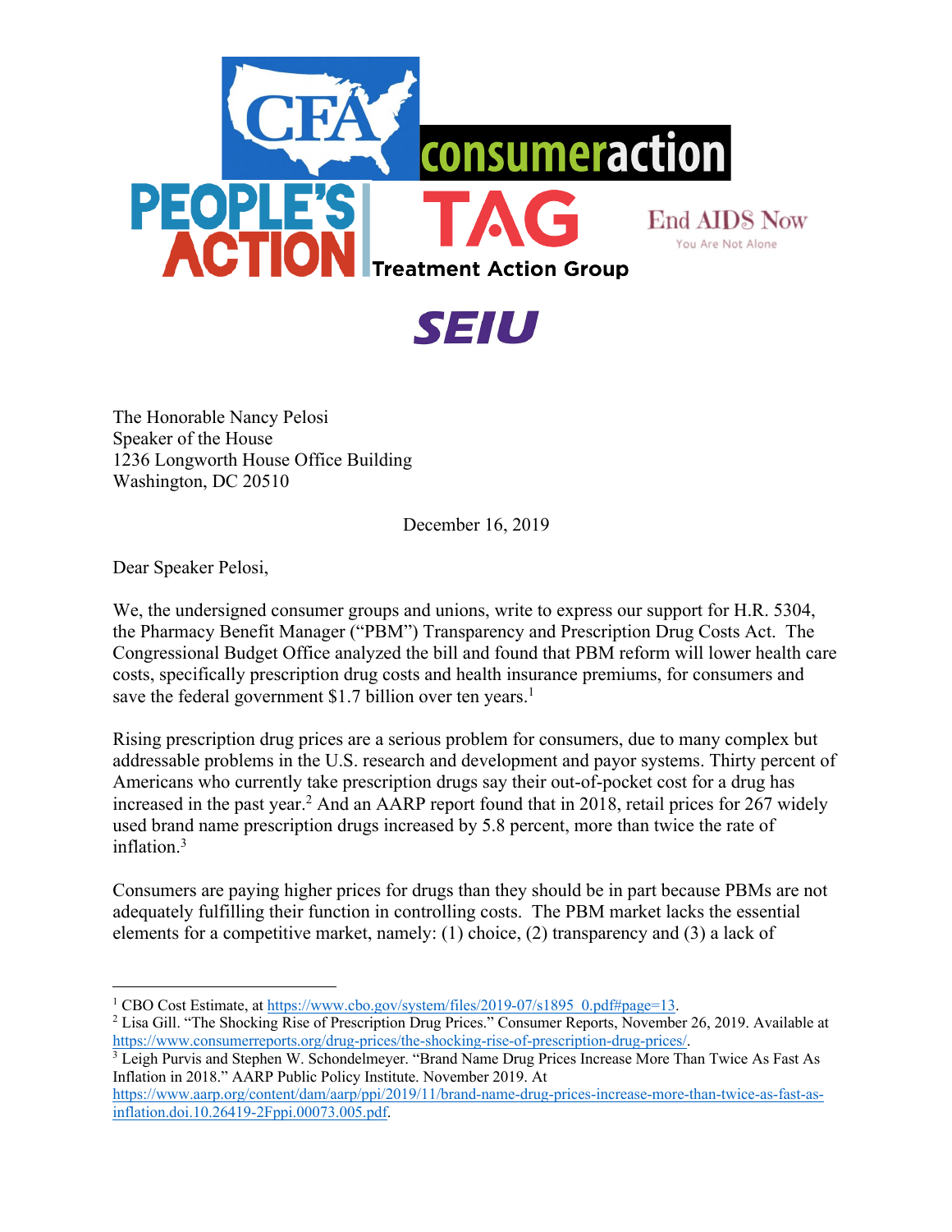The Honorable Nancy Pelosi
Speaker of the House
1236 Longworth House Office Building
Washington, DC 20510

December 16, 2019

Dear Speaker Pelosi,

We, the undersigned consumer groups and unions, write to express our support for H.R. 5304, the Pharmacy Benefit Manager ("PBM") Transparency and Prescription Drug Costs Act. The Congressional Budget Office analyzed the bill and found that PBM reform will lower health care costs, specifically prescription drug costs and health insurance premiums, for consumers and save the federal government $1.7 billion over ten years.[1]

Rising prescription drug prices are a serious problem for consumers, due to many complex but addressable problems in the U.S. research and development and payor systems. Thirty percent of Americans who currently take prescription drugs say their out-of-pocket cost for a drug has increased in the past year.[2] And an AARP report found that in 2018, retail prices for 267 widely used brand name prescription drugs increased by 5.8 percent, more than twice the rate of inflation.[3]

Consumers are paying higher prices for drugs than they should be in part because PBMs are not adequately fulfilling their function in controlling costs. The PBM market lacks the essential elements for a competitive market, namely: (1) choice, (2) transparency and (3) a lack of

---

[1] CBO Cost Estimate, at https://www.cbo.gov/system/files/2019-07/s1895_0.pdf#page=13.

[2] Lisa Gill. "The Shocking Rise of Prescription Drug Prices." Consumer Reports, November 26, 2019. Available at https://www.consumerreports.org/drug-prices/the-shocking-rise-of-prescription-drug-prices/.

[3] Leigh Purvis and Stephen W. Schondelmeyer. "Brand Name Drug Prices Increase More Than Twice As Fast As Inflation in 2018." AARP Public Policy Institute. November 2019. At https://www.aarp.org/content/dam/aarp/ppi/2019/11/brand-name-drug-prices-increase-more-than-twice-as-fast-as-inflation.doi.10.26419-2Fppi.00073.005.pdf.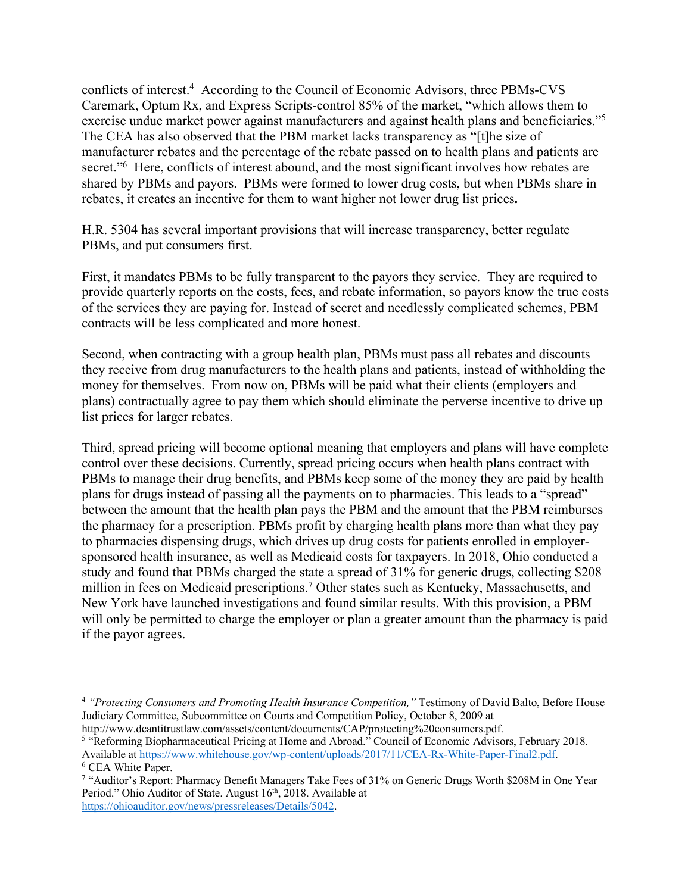conflicts of interest.[4] According to the Council of Economic Advisors, three PBMs-CVS Caremark, Optum Rx, and Express Scripts-control 85% of the market, "which allows them to exercise undue market power against manufacturers and against health plans and beneficiaries."[5] The CEA has also observed that the PBM market lacks transparency as "[t]he size of manufacturer rebates and the percentage of the rebate passed on to health plans and patients are secret."[6] Here, conflicts of interest abound, and the most significant involves how rebates are shared by PBMs and payors. PBMs were formed to lower drug costs, but when PBMs share in rebates, it creates an incentive for them to want higher not lower drug list prices**.**

H.R. 5304 has several important provisions that will increase transparency, better regulate PBMs, and put consumers first.

First, it mandates PBMs to be fully transparent to the payors they service. They are required to provide quarterly reports on the costs, fees, and rebate information, so payors know the true costs of the services they are paying for. Instead of secret and needlessly complicated schemes, PBM contracts will be less complicated and more honest.

Second, when contracting with a group health plan, PBMs must pass all rebates and discounts they receive from drug manufacturers to the health plans and patients, instead of withholding the money for themselves. From now on, PBMs will be paid what their clients (employers and plans) contractually agree to pay them which should eliminate the perverse incentive to drive up list prices for larger rebates.

Third, spread pricing will become optional meaning that employers and plans will have complete control over these decisions. Currently, spread pricing occurs when health plans contract with PBMs to manage their drug benefits, and PBMs keep some of the money they are paid by health plans for drugs instead of passing all the payments on to pharmacies. This leads to a "spread" between the amount that the health plan pays the PBM and the amount that the PBM reimburses the pharmacy for a prescription. PBMs profit by charging health plans more than what they pay to pharmacies dispensing drugs, which drives up drug costs for patients enrolled in employer-sponsored health insurance, as well as Medicaid costs for taxpayers. In 2018, Ohio conducted a study and found that PBMs charged the state a spread of 31% for generic drugs, collecting $208 million in fees on Medicaid prescriptions.[7] Other states such as Kentucky, Massachusetts, and New York have launched investigations and found similar results. With this provision, a PBM will only be permitted to charge the employer or plan a greater amount than the pharmacy is paid if the payor agrees.

---

[4] *"Protecting Consumers and Promoting Health Insurance Competition,"* Testimony of David Balto, Before House Judiciary Committee, Subcommittee on Courts and Competition Policy, October 8, 2009 at http://www.dcantitrustlaw.com/assets/content/documents/CAP/protecting%20consumers.pdf.

[5] "Reforming Biopharmaceutical Pricing at Home and Abroad." Council of Economic Advisors, February 2018. Available at https://www.whitehouse.gov/wp-content/uploads/2017/11/CEA-Rx-White-Paper-Final2.pdf.

[6] CEA White Paper.

[7] "Auditor's Report: Pharmacy Benefit Managers Take Fees of 31% on Generic Drugs Worth $208M in One Year Period." Ohio Auditor of State. August 16th, 2018. Available at https://ohioauditor.gov/news/pressreleases/Details/5042.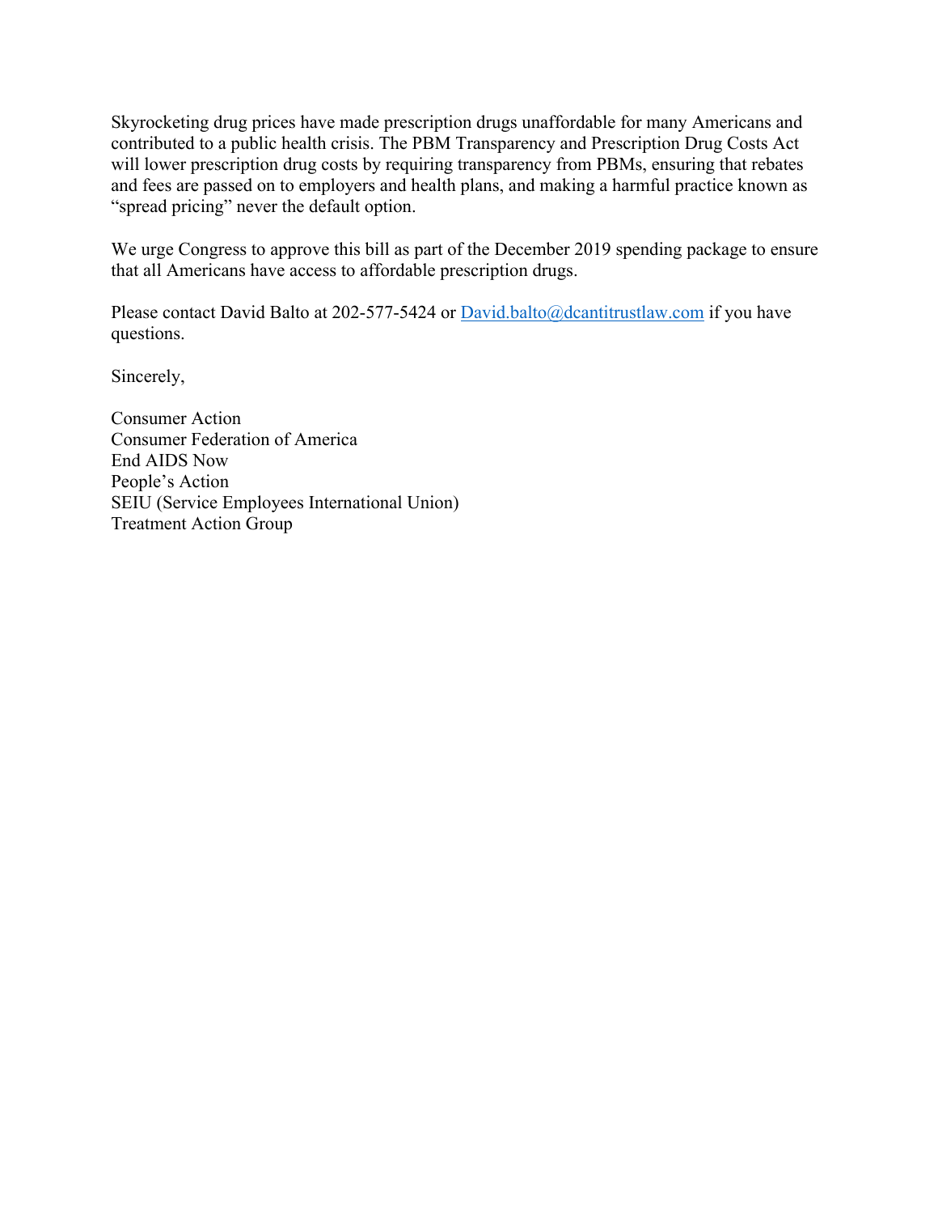Skyrocketing drug prices have made prescription drugs unaffordable for many Americans and contributed to a public health crisis. The PBM Transparency and Prescription Drug Costs Act will lower prescription drug costs by requiring transparency from PBMs, ensuring that rebates and fees are passed on to employers and health plans, and making a harmful practice known as "spread pricing" never the default option.

We urge Congress to approve this bill as part of the December 2019 spending package to ensure that all Americans have access to affordable prescription drugs.

Please contact David Balto at 202-577-5424 or [David.balto@dcantitrustlaw.com](mailto:David.balto@dcantitrustlaw.com) if you have questions.

Sincerely,

Consumer Action
Consumer Federation of America
End AIDS Now
People's Action
SEIU (Service Employees International Union)
Treatment Action Group